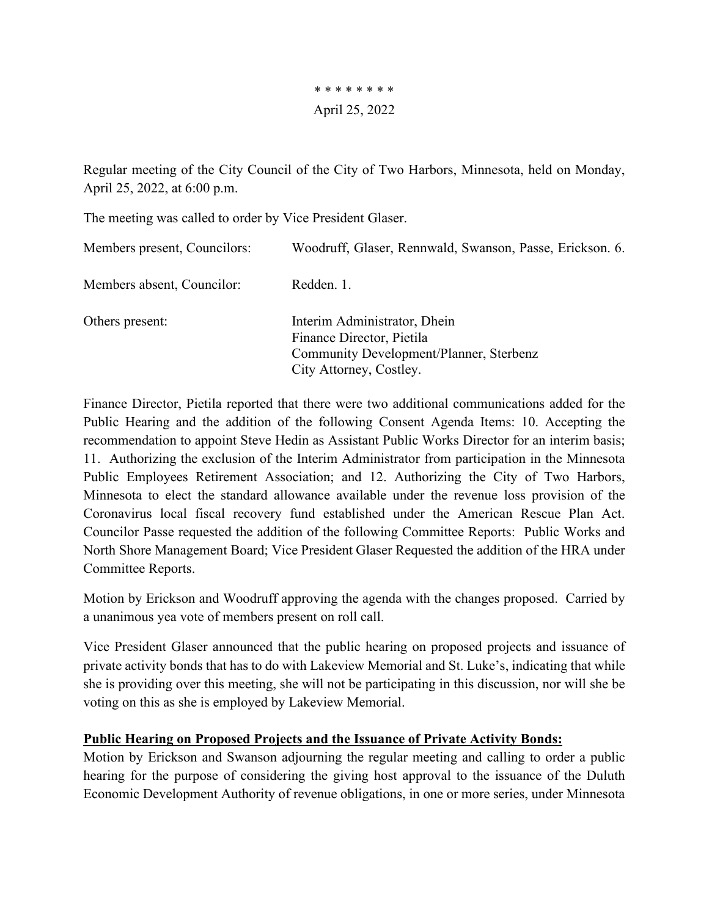\* \* \* \* \* \* \* \*

April 25, 2022

Regular meeting of the City Council of the City of Two Harbors, Minnesota, held on Monday, April 25, 2022, at 6:00 p.m.

The meeting was called to order by Vice President Glaser.

| | |
|---|---|
| Members present, Councilors: | Woodruff, Glaser, Rennwald, Swanson, Passe, Erickson. 6. |
| Members absent, Councilor: | Redden. 1. |
| Others present: | Interim Administrator, Dhein<br>Finance Director, Pietila<br>Community Development/Planner, Sterbenz<br>City Attorney, Costley. |

Finance Director, Pietila reported that there were two additional communications added for the Public Hearing and the addition of the following Consent Agenda Items: 10. Accepting the recommendation to appoint Steve Hedin as Assistant Public Works Director for an interim basis; 11. Authorizing the exclusion of the Interim Administrator from participation in the Minnesota Public Employees Retirement Association; and 12. Authorizing the City of Two Harbors, Minnesota to elect the standard allowance available under the revenue loss provision of the Coronavirus local fiscal recovery fund established under the American Rescue Plan Act. Councilor Passe requested the addition of the following Committee Reports: Public Works and North Shore Management Board; Vice President Glaser Requested the addition of the HRA under Committee Reports.

Motion by Erickson and Woodruff approving the agenda with the changes proposed. Carried by a unanimous yea vote of members present on roll call.

Vice President Glaser announced that the public hearing on proposed projects and issuance of private activity bonds that has to do with Lakeview Memorial and St. Luke's, indicating that while she is providing over this meeting, she will not be participating in this discussion, nor will she be voting on this as she is employed by Lakeview Memorial.

**Public Hearing on Proposed Projects and the Issuance of Private Activity Bonds:**

Motion by Erickson and Swanson adjourning the regular meeting and calling to order a public hearing for the purpose of considering the giving host approval to the issuance of the Duluth Economic Development Authority of revenue obligations, in one or more series, under Minnesota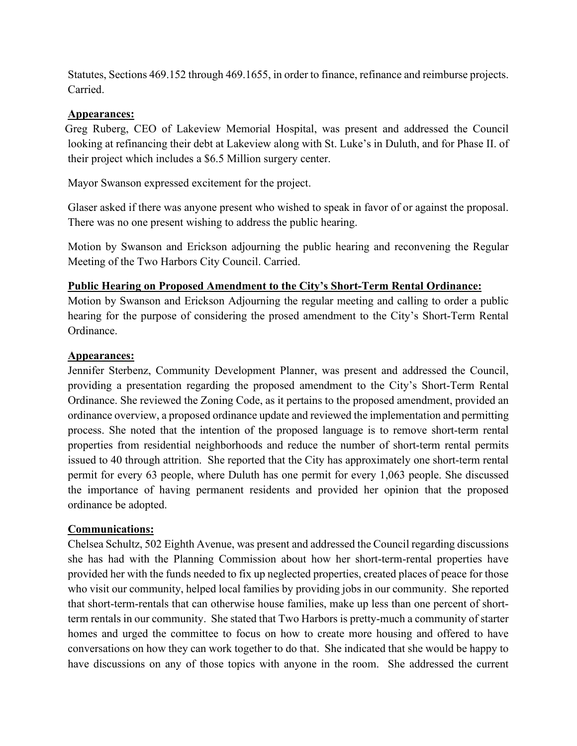Statutes, Sections 469.152 through 469.1655, in order to finance, refinance and reimburse projects. Carried.

**Appearances:**

Greg Ruberg, CEO of Lakeview Memorial Hospital, was present and addressed the Council looking at refinancing their debt at Lakeview along with St. Luke's in Duluth, and for Phase II. of their project which includes a $6.5 Million surgery center.

Mayor Swanson expressed excitement for the project.

Glaser asked if there was anyone present who wished to speak in favor of or against the proposal. There was no one present wishing to address the public hearing.

Motion by Swanson and Erickson adjourning the public hearing and reconvening the Regular Meeting of the Two Harbors City Council. Carried.

**Public Hearing on Proposed Amendment to the City's Short-Term Rental Ordinance:**

Motion by Swanson and Erickson Adjourning the regular meeting and calling to order a public hearing for the purpose of considering the prosed amendment to the City's Short-Term Rental Ordinance.

**Appearances:**

Jennifer Sterbenz, Community Development Planner, was present and addressed the Council, providing a presentation regarding the proposed amendment to the City's Short-Term Rental Ordinance. She reviewed the Zoning Code, as it pertains to the proposed amendment, provided an ordinance overview, a proposed ordinance update and reviewed the implementation and permitting process. She noted that the intention of the proposed language is to remove short-term rental properties from residential neighborhoods and reduce the number of short-term rental permits issued to 40 through attrition. She reported that the City has approximately one short-term rental permit for every 63 people, where Duluth has one permit for every 1,063 people. She discussed the importance of having permanent residents and provided her opinion that the proposed ordinance be adopted.

**Communications:**

Chelsea Schultz, 502 Eighth Avenue, was present and addressed the Council regarding discussions she has had with the Planning Commission about how her short-term-rental properties have provided her with the funds needed to fix up neglected properties, created places of peace for those who visit our community, helped local families by providing jobs in our community. She reported that short-term-rentals that can otherwise house families, make up less than one percent of short-term rentals in our community. She stated that Two Harbors is pretty-much a community of starter homes and urged the committee to focus on how to create more housing and offered to have conversations on how they can work together to do that. She indicated that she would be happy to have discussions on any of those topics with anyone in the room. She addressed the current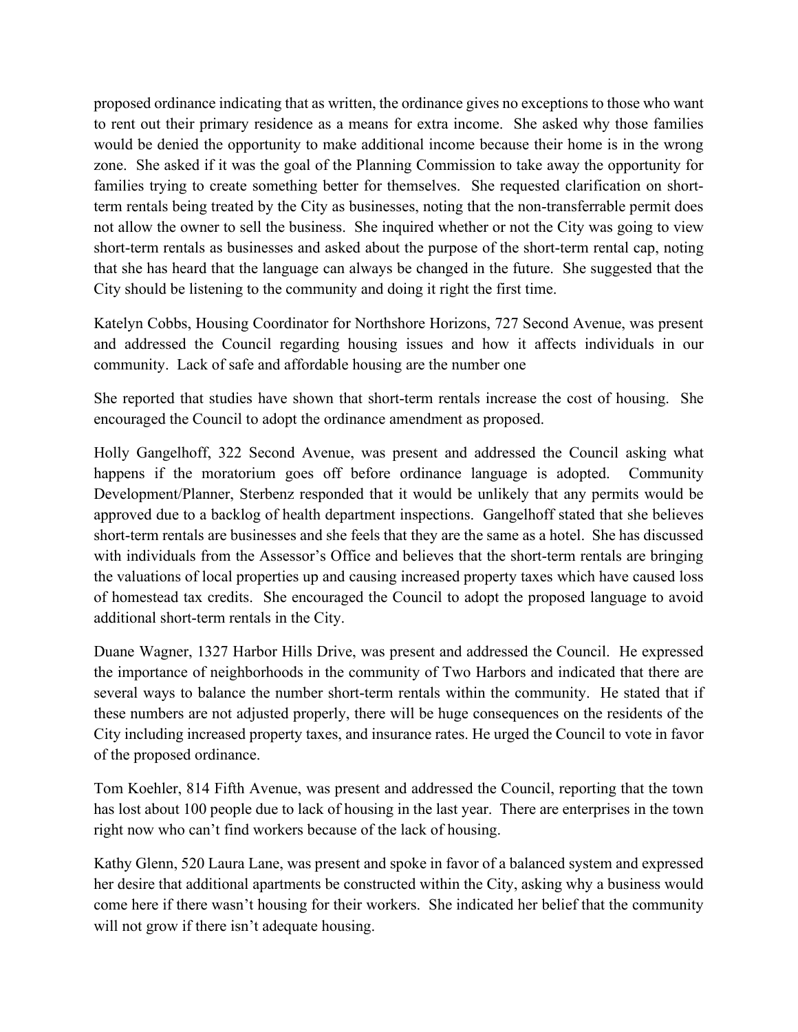proposed ordinance indicating that as written, the ordinance gives no exceptions to those who want to rent out their primary residence as a means for extra income. She asked why those families would be denied the opportunity to make additional income because their home is in the wrong zone. She asked if it was the goal of the Planning Commission to take away the opportunity for families trying to create something better for themselves. She requested clarification on short-term rentals being treated by the City as businesses, noting that the non-transferrable permit does not allow the owner to sell the business. She inquired whether or not the City was going to view short-term rentals as businesses and asked about the purpose of the short-term rental cap, noting that she has heard that the language can always be changed in the future. She suggested that the City should be listening to the community and doing it right the first time.

Katelyn Cobbs, Housing Coordinator for Northshore Horizons, 727 Second Avenue, was present and addressed the Council regarding housing issues and how it affects individuals in our community. Lack of safe and affordable housing are the number one

She reported that studies have shown that short-term rentals increase the cost of housing. She encouraged the Council to adopt the ordinance amendment as proposed.

Holly Gangelhoff, 322 Second Avenue, was present and addressed the Council asking what happens if the moratorium goes off before ordinance language is adopted. Community Development/Planner, Sterbenz responded that it would be unlikely that any permits would be approved due to a backlog of health department inspections. Gangelhoff stated that she believes short-term rentals are businesses and she feels that they are the same as a hotel. She has discussed with individuals from the Assessor's Office and believes that the short-term rentals are bringing the valuations of local properties up and causing increased property taxes which have caused loss of homestead tax credits. She encouraged the Council to adopt the proposed language to avoid additional short-term rentals in the City.

Duane Wagner, 1327 Harbor Hills Drive, was present and addressed the Council. He expressed the importance of neighborhoods in the community of Two Harbors and indicated that there are several ways to balance the number short-term rentals within the community. He stated that if these numbers are not adjusted properly, there will be huge consequences on the residents of the City including increased property taxes, and insurance rates. He urged the Council to vote in favor of the proposed ordinance.

Tom Koehler, 814 Fifth Avenue, was present and addressed the Council, reporting that the town has lost about 100 people due to lack of housing in the last year. There are enterprises in the town right now who can't find workers because of the lack of housing.

Kathy Glenn, 520 Laura Lane, was present and spoke in favor of a balanced system and expressed her desire that additional apartments be constructed within the City, asking why a business would come here if there wasn't housing for their workers. She indicated her belief that the community will not grow if there isn't adequate housing.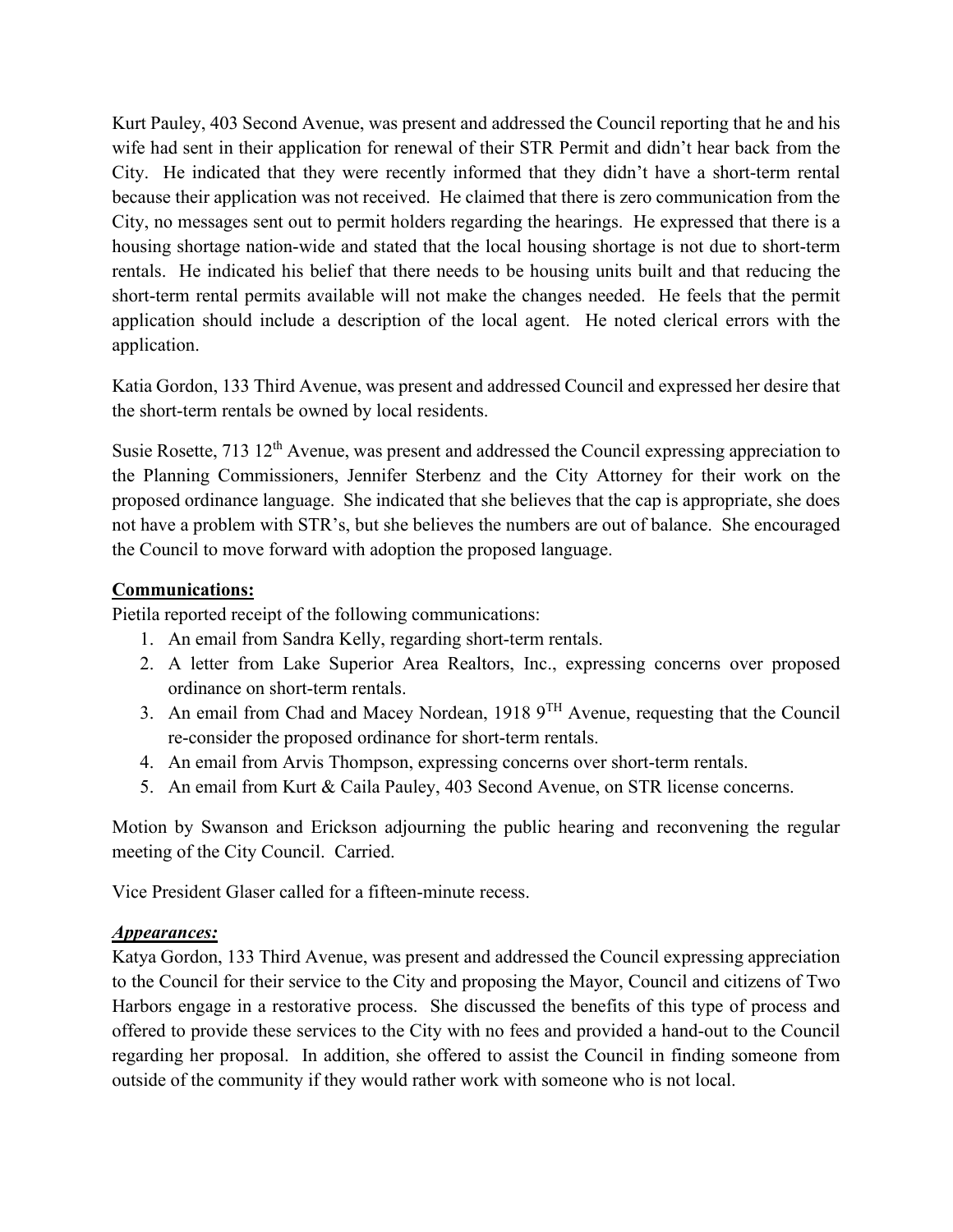Kurt Pauley, 403 Second Avenue, was present and addressed the Council reporting that he and his wife had sent in their application for renewal of their STR Permit and didn't hear back from the City. He indicated that they were recently informed that they didn't have a short-term rental because their application was not received. He claimed that there is zero communication from the City, no messages sent out to permit holders regarding the hearings. He expressed that there is a housing shortage nation-wide and stated that the local housing shortage is not due to short-term rentals. He indicated his belief that there needs to be housing units built and that reducing the short-term rental permits available will not make the changes needed. He feels that the permit application should include a description of the local agent. He noted clerical errors with the application.

Katia Gordon, 133 Third Avenue, was present and addressed Council and expressed her desire that the short-term rentals be owned by local residents.

Susie Rosette, 713 12th Avenue, was present and addressed the Council expressing appreciation to the Planning Commissioners, Jennifer Sterbenz and the City Attorney for their work on the proposed ordinance language. She indicated that she believes that the cap is appropriate, she does not have a problem with STR's, but she believes the numbers are out of balance. She encouraged the Council to move forward with adoption the proposed language.

**Communications:**

Pietila reported receipt of the following communications:

1. An email from Sandra Kelly, regarding short-term rentals.
2. A letter from Lake Superior Area Realtors, Inc., expressing concerns over proposed ordinance on short-term rentals.
3. An email from Chad and Macey Nordean, 1918 9TH Avenue, requesting that the Council re-consider the proposed ordinance for short-term rentals.
4. An email from Arvis Thompson, expressing concerns over short-term rentals.
5. An email from Kurt & Caila Pauley, 403 Second Avenue, on STR license concerns.

Motion by Swanson and Erickson adjourning the public hearing and reconvening the regular meeting of the City Council. Carried.

Vice President Glaser called for a fifteen-minute recess.

***Appearances:***

Katya Gordon, 133 Third Avenue, was present and addressed the Council expressing appreciation to the Council for their service to the City and proposing the Mayor, Council and citizens of Two Harbors engage in a restorative process. She discussed the benefits of this type of process and offered to provide these services to the City with no fees and provided a hand-out to the Council regarding her proposal. In addition, she offered to assist the Council in finding someone from outside of the community if they would rather work with someone who is not local.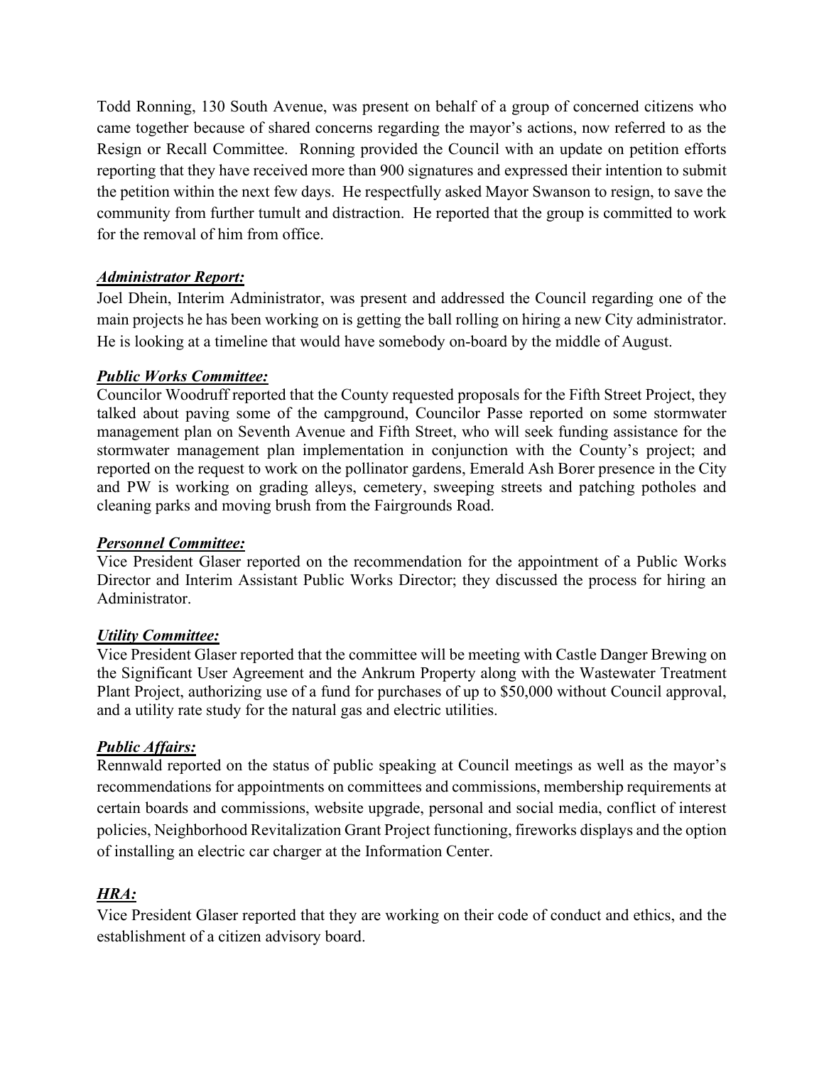Todd Ronning, 130 South Avenue, was present on behalf of a group of concerned citizens who came together because of shared concerns regarding the mayor's actions, now referred to as the Resign or Recall Committee. Ronning provided the Council with an update on petition efforts reporting that they have received more than 900 signatures and expressed their intention to submit the petition within the next few days. He respectfully asked Mayor Swanson to resign, to save the community from further tumult and distraction. He reported that the group is committed to work for the removal of him from office.

***Administrator Report:***

Joel Dhein, Interim Administrator, was present and addressed the Council regarding one of the main projects he has been working on is getting the ball rolling on hiring a new City administrator. He is looking at a timeline that would have somebody on-board by the middle of August.

***Public Works Committee:***

Councilor Woodruff reported that the County requested proposals for the Fifth Street Project, they talked about paving some of the campground, Councilor Passe reported on some stormwater management plan on Seventh Avenue and Fifth Street, who will seek funding assistance for the stormwater management plan implementation in conjunction with the County's project; and reported on the request to work on the pollinator gardens, Emerald Ash Borer presence in the City and PW is working on grading alleys, cemetery, sweeping streets and patching potholes and cleaning parks and moving brush from the Fairgrounds Road.

***Personnel Committee:***

Vice President Glaser reported on the recommendation for the appointment of a Public Works Director and Interim Assistant Public Works Director; they discussed the process for hiring an Administrator.

***Utility Committee:***

Vice President Glaser reported that the committee will be meeting with Castle Danger Brewing on the Significant User Agreement and the Ankrum Property along with the Wastewater Treatment Plant Project, authorizing use of a fund for purchases of up to $50,000 without Council approval, and a utility rate study for the natural gas and electric utilities.

***Public Affairs:***

Rennwald reported on the status of public speaking at Council meetings as well as the mayor's recommendations for appointments on committees and commissions, membership requirements at certain boards and commissions, website upgrade, personal and social media, conflict of interest policies, Neighborhood Revitalization Grant Project functioning, fireworks displays and the option of installing an electric car charger at the Information Center.

***HRA:***

Vice President Glaser reported that they are working on their code of conduct and ethics, and the establishment of a citizen advisory board.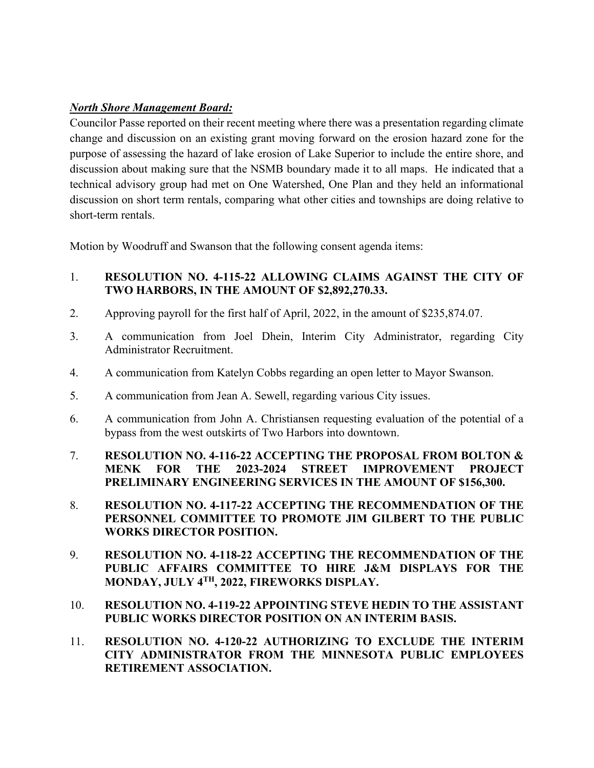***North Shore Management Board:***

Councilor Passe reported on their recent meeting where there was a presentation regarding climate change and discussion on an existing grant moving forward on the erosion hazard zone for the purpose of assessing the hazard of lake erosion of Lake Superior to include the entire shore, and discussion about making sure that the NSMB boundary made it to all maps. He indicated that a technical advisory group had met on One Watershed, One Plan and they held an informational discussion on short term rentals, comparing what other cities and townships are doing relative to short-term rentals.

Motion by Woodruff and Swanson that the following consent agenda items:

1. **RESOLUTION NO. 4-115-22 ALLOWING CLAIMS AGAINST THE CITY OF TWO HARBORS, IN THE AMOUNT OF $2,892,270.33.**
2. Approving payroll for the first half of April, 2022, in the amount of $235,874.07.
3. A communication from Joel Dhein, Interim City Administrator, regarding City Administrator Recruitment.
4. A communication from Katelyn Cobbs regarding an open letter to Mayor Swanson.
5. A communication from Jean A. Sewell, regarding various City issues.
6. A communication from John A. Christiansen requesting evaluation of the potential of a bypass from the west outskirts of Two Harbors into downtown.
7. **RESOLUTION NO. 4-116-22 ACCEPTING THE PROPOSAL FROM BOLTON & MENK FOR THE 2023-2024 STREET IMPROVEMENT PROJECT PRELIMINARY ENGINEERING SERVICES IN THE AMOUNT OF $156,300.**
8. **RESOLUTION NO. 4-117-22 ACCEPTING THE RECOMMENDATION OF THE PERSONNEL COMMITTEE TO PROMOTE JIM GILBERT TO THE PUBLIC WORKS DIRECTOR POSITION.**
9. **RESOLUTION NO. 4-118-22 ACCEPTING THE RECOMMENDATION OF THE PUBLIC AFFAIRS COMMITTEE TO HIRE J&M DISPLAYS FOR THE MONDAY, JULY 4TH, 2022, FIREWORKS DISPLAY.**
10. **RESOLUTION NO. 4-119-22 APPOINTING STEVE HEDIN TO THE ASSISTANT PUBLIC WORKS DIRECTOR POSITION ON AN INTERIM BASIS.**
11. **RESOLUTION NO. 4-120-22 AUTHORIZING TO EXCLUDE THE INTERIM CITY ADMINISTRATOR FROM THE MINNESOTA PUBLIC EMPLOYEES RETIREMENT ASSOCIATION.**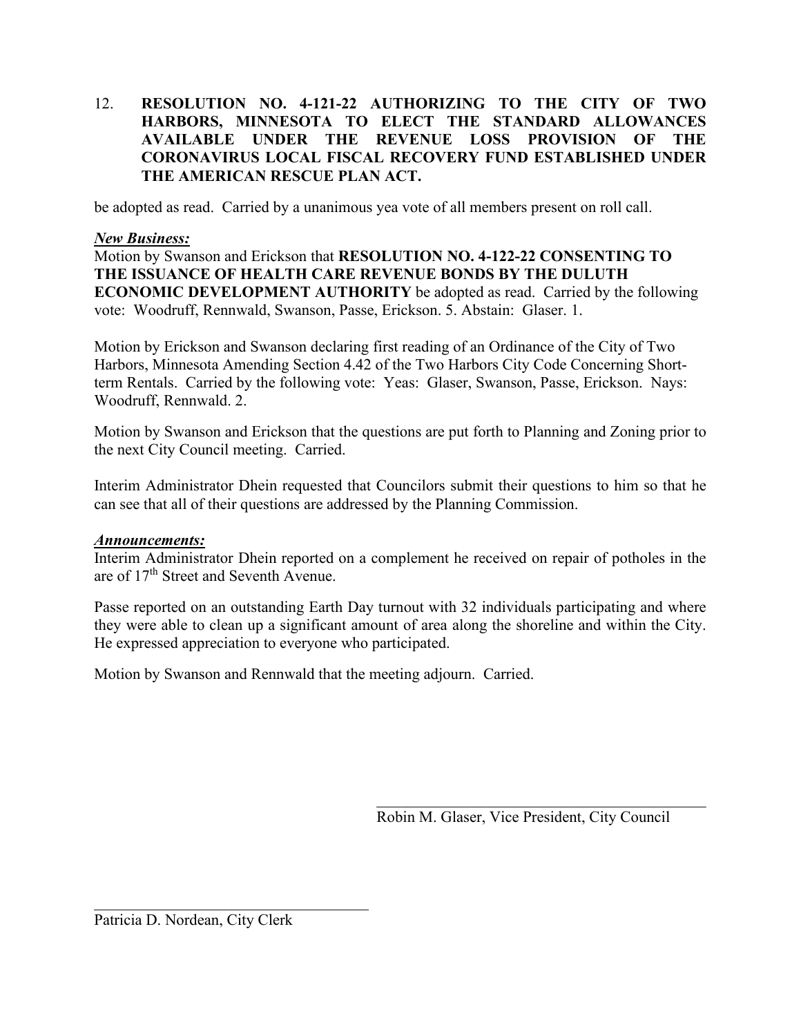12. **RESOLUTION NO. 4-121-22 AUTHORIZING TO THE CITY OF TWO HARBORS, MINNESOTA TO ELECT THE STANDARD ALLOWANCES AVAILABLE UNDER THE REVENUE LOSS PROVISION OF THE CORONAVIRUS LOCAL FISCAL RECOVERY FUND ESTABLISHED UNDER THE AMERICAN RESCUE PLAN ACT.**

be adopted as read. Carried by a unanimous yea vote of all members present on roll call.

***New Business:***

Motion by Swanson and Erickson that **RESOLUTION NO. 4-122-22 CONSENTING TO THE ISSUANCE OF HEALTH CARE REVENUE BONDS BY THE DULUTH ECONOMIC DEVELOPMENT AUTHORITY** be adopted as read. Carried by the following vote: Woodruff, Rennwald, Swanson, Passe, Erickson. 5. Abstain: Glaser. 1.

Motion by Erickson and Swanson declaring first reading of an Ordinance of the City of Two Harbors, Minnesota Amending Section 4.42 of the Two Harbors City Code Concerning Short-term Rentals. Carried by the following vote: Yeas: Glaser, Swanson, Passe, Erickson. Nays: Woodruff, Rennwald. 2.

Motion by Swanson and Erickson that the questions are put forth to Planning and Zoning prior to the next City Council meeting. Carried.

Interim Administrator Dhein requested that Councilors submit their questions to him so that he can see that all of their questions are addressed by the Planning Commission.

***Announcements:***

Interim Administrator Dhein reported on a complement he received on repair of potholes in the are of 17th Street and Seventh Avenue.

Passe reported on an outstanding Earth Day turnout with 32 individuals participating and where they were able to clean up a significant amount of area along the shoreline and within the City. He expressed appreciation to everyone who participated.

Motion by Swanson and Rennwald that the meeting adjourn. Carried.

\_\_\_\_\_\_\_\_\_\_\_\_\_\_\_\_\_\_\_\_\_\_\_\_\_\_\_\_\_\_\_\_\_\_\_\_
Robin M. Glaser, Vice President, City Council

\_\_\_\_\_\_\_\_\_\_\_\_\_\_\_\_\_\_\_\_\_\_\_\_\_\_\_\_\_\_\_\_\_\_\_\_
Patricia D. Nordean, City Clerk